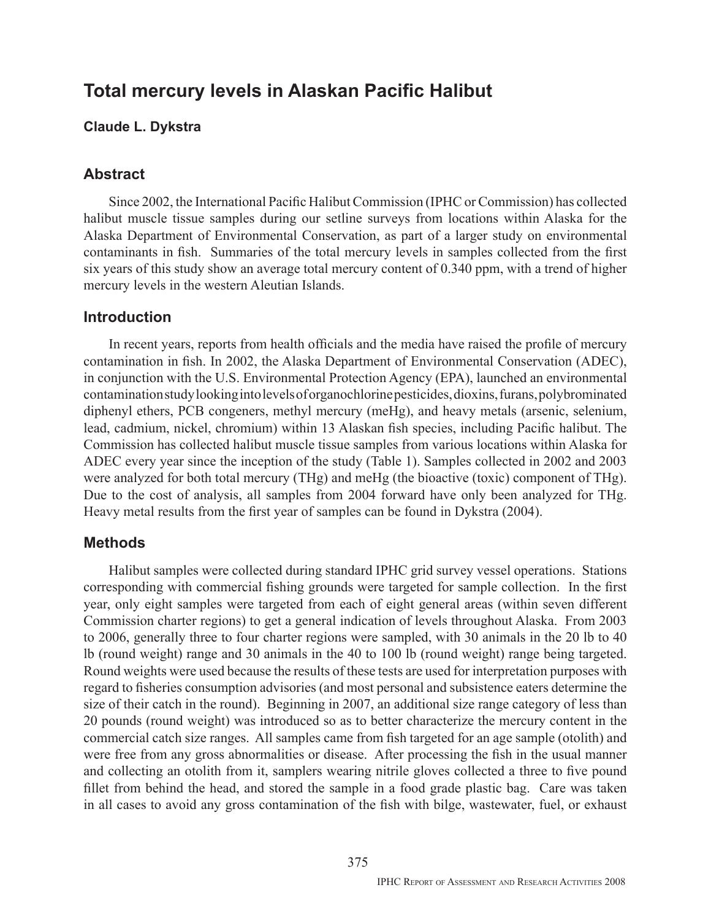# Total mercury levels in Alaskan Pacific Halibut

**Claude L. Dykstra**

## Abstract

Since 2002, the International Pacific Halibut Commission (IPHC or Commission) has collected halibut muscle tissue samples during our setline surveys from locations within Alaska for the Alaska Department of Environmental Conservation, as part of a larger study on environmental contaminants in fish. Summaries of the total mercury levels in samples collected from the first six years of this study show an average total mercury content of 0.340 ppm, with a trend of higher mercury levels in the western Aleutian Islands.

## Introduction

In recent years, reports from health officials and the media have raised the profile of mercury contamination in fish. In 2002, the Alaska Department of Environmental Conservation (ADEC), in conjunction with the U.S. Environmental Protection Agency (EPA), launched an environmental contamination study looking into levels of organochlorine pesticides, dioxins, furans, polybrominated diphenyl ethers, PCB congeners, methyl mercury (meHg), and heavy metals (arsenic, selenium, lead, cadmium, nickel, chromium) within 13 Alaskan fish species, including Pacific halibut. The Commission has collected halibut muscle tissue samples from various locations within Alaska for ADEC every year since the inception of the study (Table 1). Samples collected in 2002 and 2003 were analyzed for both total mercury (THg) and meHg (the bioactive (toxic) component of THg). Due to the cost of analysis, all samples from 2004 forward have only been analyzed for THg. Heavy metal results from the first year of samples can be found in Dykstra (2004).

## Methods

Halibut samples were collected during standard IPHC grid survey vessel operations. Stations corresponding with commercial fishing grounds were targeted for sample collection. In the first year, only eight samples were targeted from each of eight general areas (within seven different Commission charter regions) to get a general indication of levels throughout Alaska. From 2003 to 2006, generally three to four charter regions were sampled, with 30 animals in the 20 lb to 40 lb (round weight) range and 30 animals in the 40 to 100 lb (round weight) range being targeted. Round weights were used because the results of these tests are used for interpretation purposes with regard to fisheries consumption advisories (and most personal and subsistence eaters determine the size of their catch in the round). Beginning in 2007, an additional size range category of less than 20 pounds (round weight) was introduced so as to better characterize the mercury content in the commercial catch size ranges. All samples came from fish targeted for an age sample (otolith) and were free from any gross abnormalities or disease. After processing the fish in the usual manner and collecting an otolith from it, samplers wearing nitrile gloves collected a three to five pound fillet from behind the head, and stored the sample in a food grade plastic bag. Care was taken in all cases to avoid any gross contamination of the fish with bilge, wastewater, fuel, or exhaust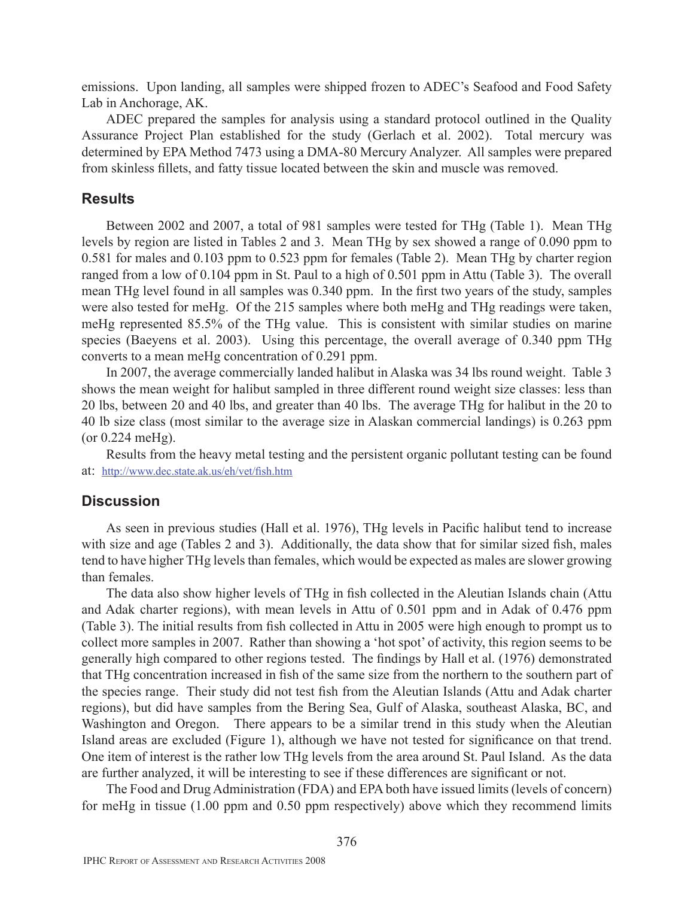emissions. Upon landing, all samples were shipped frozen to ADEC's Seafood and Food Safety Lab in Anchorage, AK.

ADEC prepared the samples for analysis using a standard protocol outlined in the Quality Assurance Project Plan established for the study (Gerlach et al. 2002). Total mercury was determined by EPA Method 7473 using a DMA-80 Mercury Analyzer. All samples were prepared from skinless fillets, and fatty tissue located between the skin and muscle was removed.

## Results

Between 2002 and 2007, a total of 981 samples were tested for THg (Table 1). Mean THg levels by region are listed in Tables 2 and 3. Mean THg by sex showed a range of 0.090 ppm to 0.581 for males and 0.103 ppm to 0.523 ppm for females (Table 2). Mean THg by charter region ranged from a low of 0.104 ppm in St. Paul to a high of 0.501 ppm in Attu (Table 3). The overall mean THg level found in all samples was 0.340 ppm. In the first two years of the study, samples were also tested for meHg. Of the 215 samples where both meHg and THg readings were taken, meHg represented 85.5% of the THg value. This is consistent with similar studies on marine species (Baeyens et al. 2003). Using this percentage, the overall average of 0.340 ppm THg converts to a mean meHg concentration of 0.291 ppm.

In 2007, the average commercially landed halibut in Alaska was 34 lbs round weight. Table 3 shows the mean weight for halibut sampled in three different round weight size classes: less than 20 lbs, between 20 and 40 lbs, and greater than 40 lbs. The average THg for halibut in the 20 to 40 lb size class (most similar to the average size in Alaskan commercial landings) is 0.263 ppm (or 0.224 meHg).

Results from the heavy metal testing and the persistent organic pollutant testing can be found at: http://www.dec.state.ak.us/eh/vet/fish.htm

## Discussion

As seen in previous studies (Hall et al. 1976), THg levels in Pacific halibut tend to increase with size and age (Tables 2 and 3). Additionally, the data show that for similar sized fish, males tend to have higher THg levels than females, which would be expected as males are slower growing than females.

The data also show higher levels of THg in fish collected in the Aleutian Islands chain (Attu and Adak charter regions), with mean levels in Attu of 0.501 ppm and in Adak of 0.476 ppm (Table 3). The initial results from fish collected in Attu in 2005 were high enough to prompt us to collect more samples in 2007. Rather than showing a 'hot spot' of activity, this region seems to be generally high compared to other regions tested. The findings by Hall et al. (1976) demonstrated that THg concentration increased in fish of the same size from the northern to the southern part of the species range. Their study did not test fish from the Aleutian Islands (Attu and Adak charter regions), but did have samples from the Bering Sea, Gulf of Alaska, southeast Alaska, BC, and Washington and Oregon. There appears to be a similar trend in this study when the Aleutian Island areas are excluded (Figure 1), although we have not tested for significance on that trend. One item of interest is the rather low THg levels from the area around St. Paul Island. As the data are further analyzed, it will be interesting to see if these differences are significant or not.

The Food and Drug Administration (FDA) and EPA both have issued limits (levels of concern) for meHg in tissue (1.00 ppm and 0.50 ppm respectively) above which they recommend limits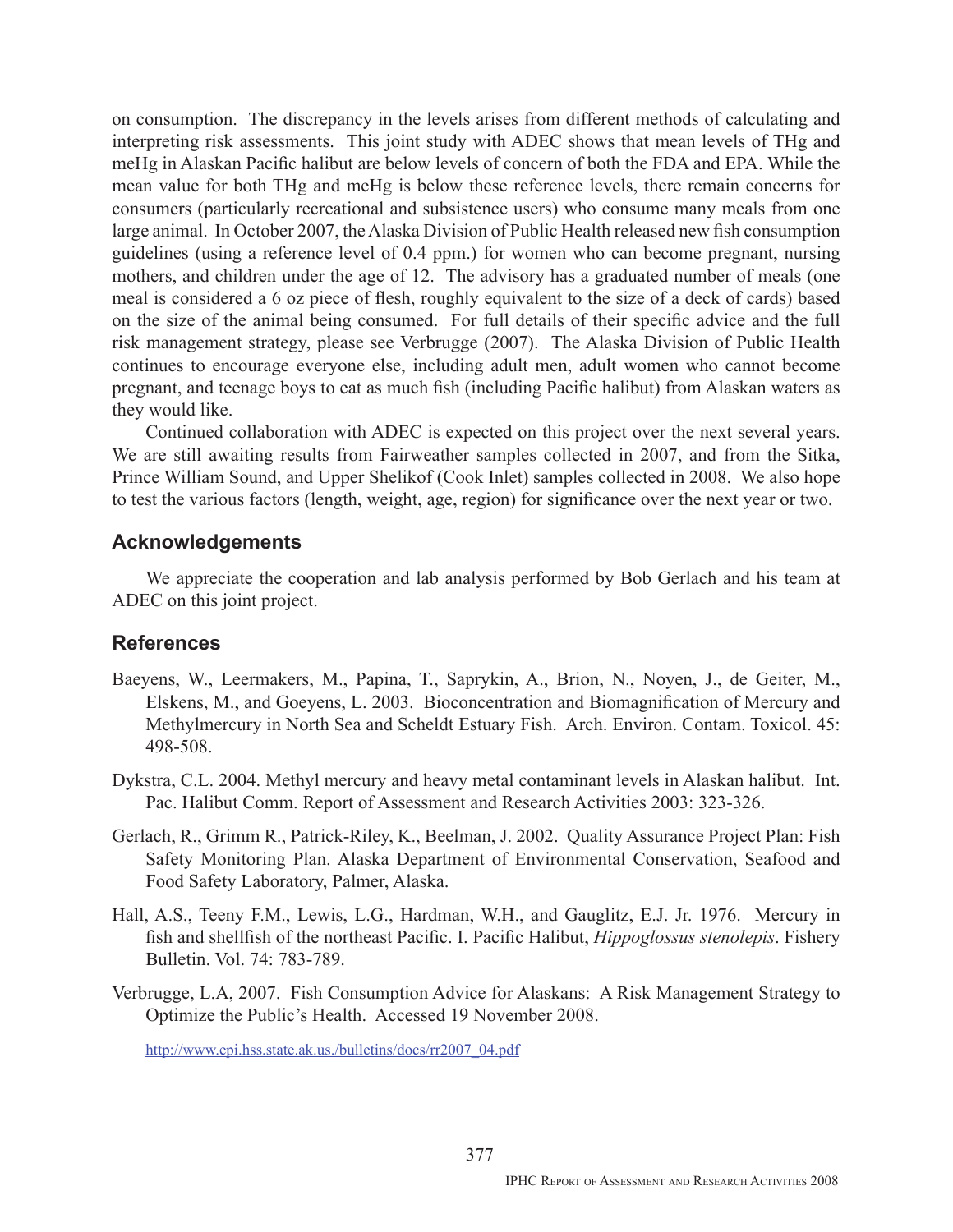on consumption. The discrepancy in the levels arises from different methods of calculating and interpreting risk assessments. This joint study with ADEC shows that mean levels of THg and meHg in Alaskan Pacific halibut are below levels of concern of both the FDA and EPA. While the mean value for both THg and meHg is below these reference levels, there remain concerns for consumers (particularly recreational and subsistence users) who consume many meals from one large animal. In October 2007, the Alaska Division of Public Health released new fish consumption guidelines (using a reference level of 0.4 ppm.) for women who can become pregnant, nursing mothers, and children under the age of 12. The advisory has a graduated number of meals (one meal is considered a 6 oz piece of flesh, roughly equivalent to the size of a deck of cards) based on the size of the animal being consumed. For full details of their specific advice and the full risk management strategy, please see Verbrugge (2007). The Alaska Division of Public Health continues to encourage everyone else, including adult men, adult women who cannot become pregnant, and teenage boys to eat as much fish (including Pacific halibut) from Alaskan waters as they would like.

Continued collaboration with ADEC is expected on this project over the next several years. We are still awaiting results from Fairweather samples collected in 2007, and from the Sitka, Prince William Sound, and Upper Shelikof (Cook Inlet) samples collected in 2008. We also hope to test the various factors (length, weight, age, region) for significance over the next year or two.

## Acknowledgements

We appreciate the cooperation and lab analysis performed by Bob Gerlach and his team at ADEC on this joint project.

## References

Baeyens, W., Leermakers, M., Papina, T., Saprykin, A., Brion, N., Noyen, J., de Geiter, M., Elskens, M., and Goeyens, L. 2003. Bioconcentration and Biomagnification of Mercury and Methylmercury in North Sea and Scheldt Estuary Fish. Arch. Environ. Contam. Toxicol. 45: 498-508.

Dykstra, C.L. 2004. Methyl mercury and heavy metal contaminant levels in Alaskan halibut. Int. Pac. Halibut Comm. Report of Assessment and Research Activities 2003: 323-326.

Gerlach, R., Grimm R., Patrick-Riley, K., Beelman, J. 2002. Quality Assurance Project Plan: Fish Safety Monitoring Plan. Alaska Department of Environmental Conservation, Seafood and Food Safety Laboratory, Palmer, Alaska.

Hall, A.S., Teeny F.M., Lewis, L.G., Hardman, W.H., and Gauglitz, E.J. Jr. 1976. Mercury in fish and shellfish of the northeast Pacific. I. Pacific Halibut, *Hippoglossus stenolepis*. Fishery Bulletin. Vol. 74: 783-789.

Verbrugge, L.A, 2007. Fish Consumption Advice for Alaskans: A Risk Management Strategy to Optimize the Public's Health. Accessed 19 November 2008.

http://www.epi.hss.state.ak.us./bulletins/docs/rr2007_04.pdf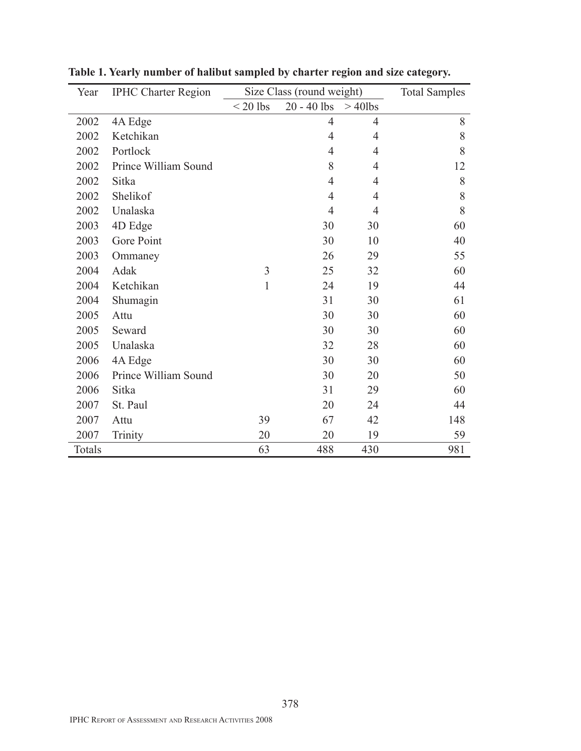**Table 1. Yearly number of halibut sampled by charter region and size category.**

| Year | IPHC Charter Region | Size Class (round weight) | | | Total Samples |
|---|---|---|---|---|---|
| | | < 20 lbs | 20 - 40 lbs | > 40lbs | |
| 2002 | 4A Edge | | 4 | 4 | 8 |
| 2002 | Ketchikan | | 4 | 4 | 8 |
| 2002 | Portlock | | 4 | 4 | 8 |
| 2002 | Prince William Sound | | 8 | 4 | 12 |
| 2002 | Sitka | | 4 | 4 | 8 |
| 2002 | Shelikof | | 4 | 4 | 8 |
| 2002 | Unalaska | | 4 | 4 | 8 |
| 2003 | 4D Edge | | 30 | 30 | 60 |
| 2003 | Gore Point | | 30 | 10 | 40 |
| 2003 | Ommaney | | 26 | 29 | 55 |
| 2004 | Adak | 3 | 25 | 32 | 60 |
| 2004 | Ketchikan | 1 | 24 | 19 | 44 |
| 2004 | Shumagin | | 31 | 30 | 61 |
| 2005 | Attu | | 30 | 30 | 60 |
| 2005 | Seward | | 30 | 30 | 60 |
| 2005 | Unalaska | | 32 | 28 | 60 |
| 2006 | 4A Edge | | 30 | 30 | 60 |
| 2006 | Prince William Sound | | 30 | 20 | 50 |
| 2006 | Sitka | | 31 | 29 | 60 |
| 2007 | St. Paul | | 20 | 24 | 44 |
| 2007 | Attu | 39 | 67 | 42 | 148 |
| 2007 | Trinity | 20 | 20 | 19 | 59 |
| Totals | | 63 | 488 | 430 | 981 |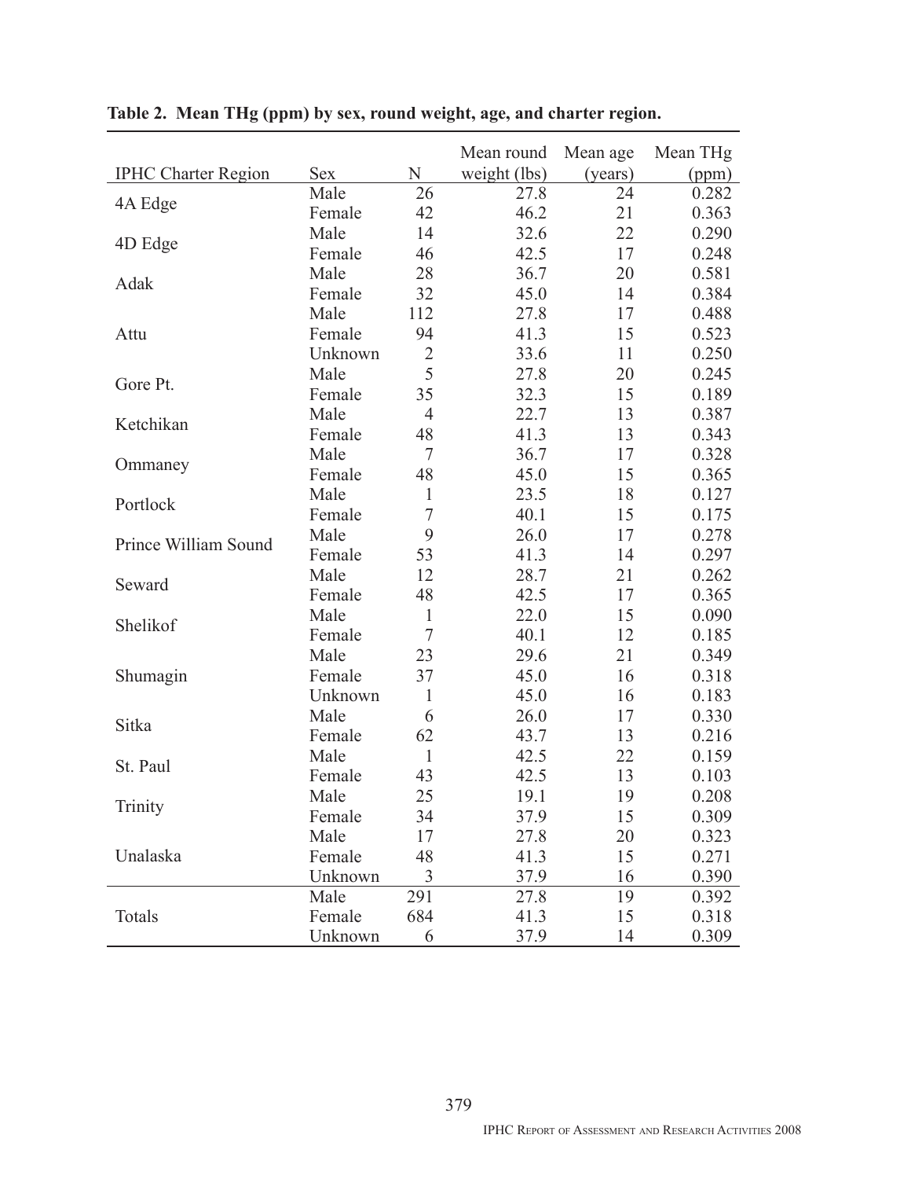**Table 2. Mean THg (ppm) by sex, round weight, age, and charter region.**

| IPHC Charter Region | Sex | N | Mean round weight (lbs) | Mean age (years) | Mean THg (ppm) |
|---|---|---|---|---|---|
| 4A Edge | Male | 26 | 27.8 | 24 | 0.282 |
| | Female | 42 | 46.2 | 21 | 0.363 |
| 4D Edge | Male | 14 | 32.6 | 22 | 0.290 |
| | Female | 46 | 42.5 | 17 | 0.248 |
| Adak | Male | 28 | 36.7 | 20 | 0.581 |
| | Female | 32 | 45.0 | 14 | 0.384 |
| Attu | Male | 112 | 27.8 | 17 | 0.488 |
| | Female | 94 | 41.3 | 15 | 0.523 |
| | Unknown | 2 | 33.6 | 11 | 0.250 |
| Gore Pt. | Male | 5 | 27.8 | 20 | 0.245 |
| | Female | 35 | 32.3 | 15 | 0.189 |
| Ketchikan | Male | 4 | 22.7 | 13 | 0.387 |
| | Female | 48 | 41.3 | 13 | 0.343 |
| Ommaney | Male | 7 | 36.7 | 17 | 0.328 |
| | Female | 48 | 45.0 | 15 | 0.365 |
| Portlock | Male | 1 | 23.5 | 18 | 0.127 |
| | Female | 7 | 40.1 | 15 | 0.175 |
| Prince William Sound | Male | 9 | 26.0 | 17 | 0.278 |
| | Female | 53 | 41.3 | 14 | 0.297 |
| Seward | Male | 12 | 28.7 | 21 | 0.262 |
| | Female | 48 | 42.5 | 17 | 0.365 |
| Shelikof | Male | 1 | 22.0 | 15 | 0.090 |
| | Female | 7 | 40.1 | 12 | 0.185 |
| Shumagin | Male | 23 | 29.6 | 21 | 0.349 |
| | Female | 37 | 45.0 | 16 | 0.318 |
| | Unknown | 1 | 45.0 | 16 | 0.183 |
| Sitka | Male | 6 | 26.0 | 17 | 0.330 |
| | Female | 62 | 43.7 | 13 | 0.216 |
| St. Paul | Male | 1 | 42.5 | 22 | 0.159 |
| | Female | 43 | 42.5 | 13 | 0.103 |
| Trinity | Male | 25 | 19.1 | 19 | 0.208 |
| | Female | 34 | 37.9 | 15 | 0.309 |
| Unalaska | Male | 17 | 27.8 | 20 | 0.323 |
| | Female | 48 | 41.3 | 15 | 0.271 |
| | Unknown | 3 | 37.9 | 16 | 0.390 |
| Totals | Male | 291 | 27.8 | 19 | 0.392 |
| | Female | 684 | 41.3 | 15 | 0.318 |
| | Unknown | 6 | 37.9 | 14 | 0.309 |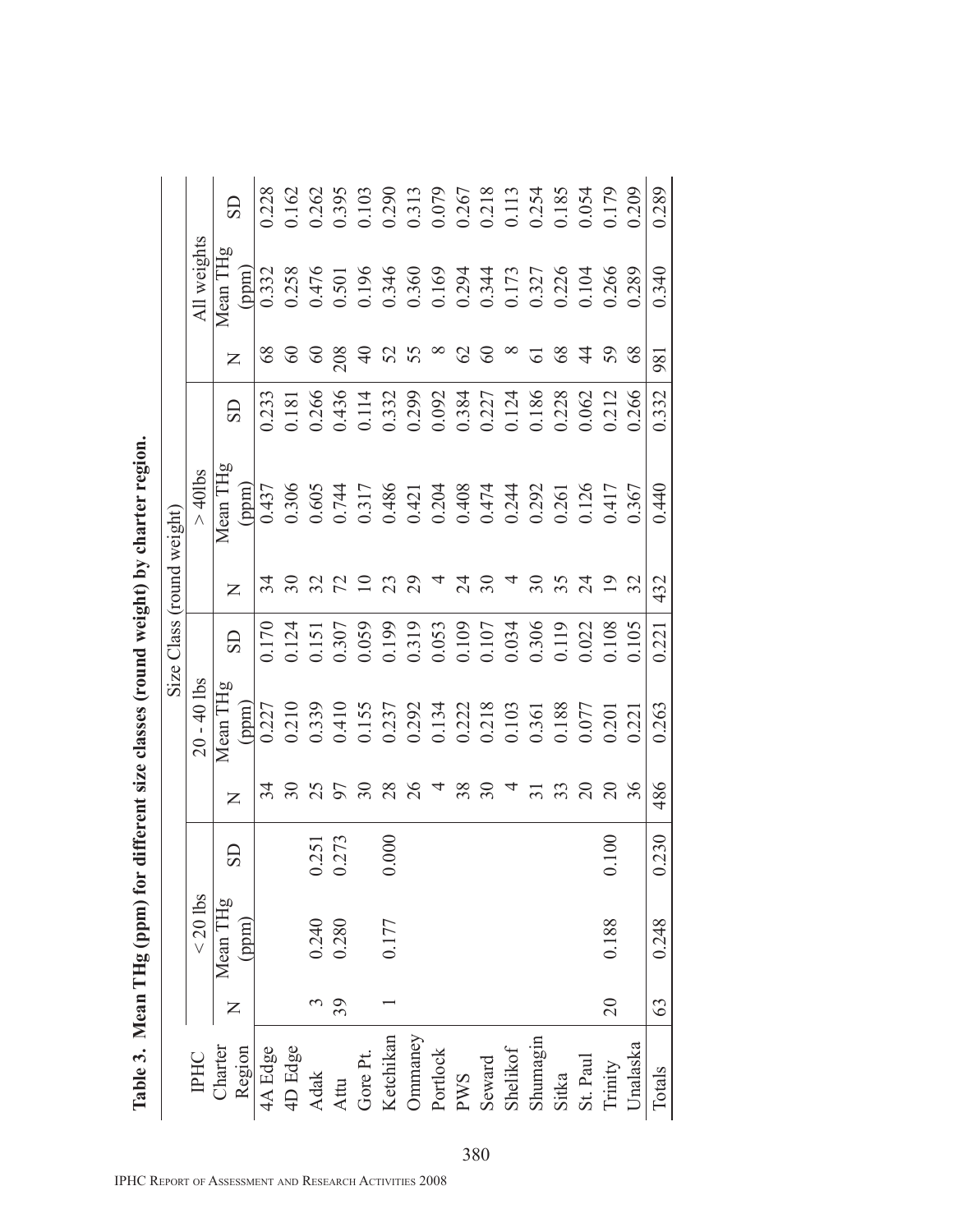**Table 3. Mean THg (ppm) for different size classes (round weight) by charter region.**

| IPHC | Size Class (round weight) | | | | | | | | | | | |
|---|---|---|---|---|---|---|---|---|---|---|---|---|
| | < 20 lbs | | | 20 - 40 lbs | | | > 40lbs | | | All weights | | |
| Charter Region | N | Mean THg (ppm) | SD | N | Mean THg (ppm) | SD | N | Mean THg (ppm) | SD | N | Mean THg (ppm) | SD |
| 4A Edge | | | | 34 | 0.227 | 0.170 | 34 | 0.437 | 0.233 | 68 | 0.332 | 0.228 |
| 4D Edge | | | | 30 | 0.210 | 0.124 | 30 | 0.306 | 0.181 | 60 | 0.258 | 0.162 |
| Adak | 3 | 0.240 | 0.251 | 25 | 0.339 | 0.151 | 32 | 0.605 | 0.266 | 60 | 0.476 | 0.262 |
| Attu | 39 | 0.280 | 0.273 | 97 | 0.410 | 0.307 | 72 | 0.744 | 0.436 | 208 | 0.501 | 0.395 |
| Gore Pt. | | | | 30 | 0.155 | 0.059 | 10 | 0.317 | 0.114 | 40 | 0.196 | 0.103 |
| Ketchikan | 1 | 0.177 | 0.000 | 28 | 0.237 | 0.199 | 23 | 0.486 | 0.332 | 52 | 0.346 | 0.290 |
| Ommaney | | | | 26 | 0.292 | 0.319 | 29 | 0.421 | 0.299 | 55 | 0.360 | 0.313 |
| Portlock | | | | 4 | 0.134 | 0.053 | 4 | 0.204 | 0.092 | 8 | 0.169 | 0.079 |
| PWS | | | | 38 | 0.222 | 0.109 | 24 | 0.408 | 0.384 | 62 | 0.294 | 0.267 |
| Seward | | | | 30 | 0.218 | 0.107 | 30 | 0.474 | 0.227 | 60 | 0.344 | 0.218 |
| Shelikof | | | | 4 | 0.103 | 0.034 | 4 | 0.244 | 0.124 | 8 | 0.173 | 0.113 |
| Shumagin | | | | 31 | 0.361 | 0.306 | 30 | 0.292 | 0.186 | 61 | 0.327 | 0.254 |
| Sitka | | | | 33 | 0.188 | 0.119 | 35 | 0.261 | 0.228 | 68 | 0.226 | 0.185 |
| St. Paul | | | | 20 | 0.077 | 0.022 | 24 | 0.126 | 0.062 | 44 | 0.104 | 0.054 |
| Trinity | 20 | 0.188 | 0.100 | 20 | 0.201 | 0.108 | 19 | 0.417 | 0.212 | 59 | 0.266 | 0.179 |
| Unalaska | | | | 36 | 0.221 | 0.105 | 32 | 0.367 | 0.266 | 68 | 0.289 | 0.209 |
| Totals | 63 | 0.248 | 0.230 | 486 | 0.263 | 0.221 | 432 | 0.440 | 0.332 | 981 | 0.340 | 0.289 |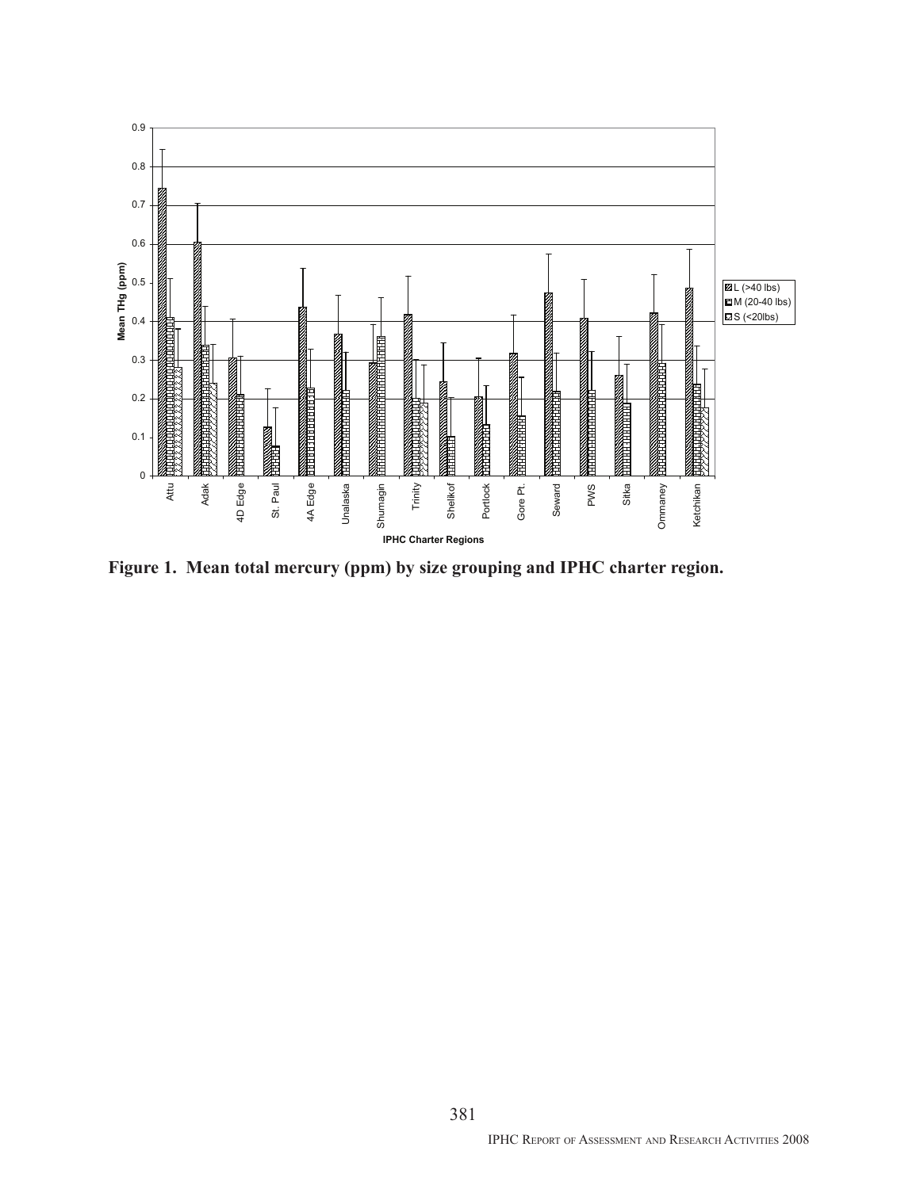0.9
0.8
0.7
0.6
0.5
0.4
0.3
0.2
0.1
0

Mean THg (ppm)

L (>40 lbs)
M (20-40 lbs)
S (<20lbs)

Attu
Adak
4D Edge
St. Paul
4A Edge
Unalaska
Shumagin
Trinity
Shelikof
Portlock
Gore Pt.
Seward
PWS
Sitka
Ommaney
Ketchikan

IPHC Charter Regions

**Figure 1. Mean total mercury (ppm) by size grouping and IPHC charter region.**